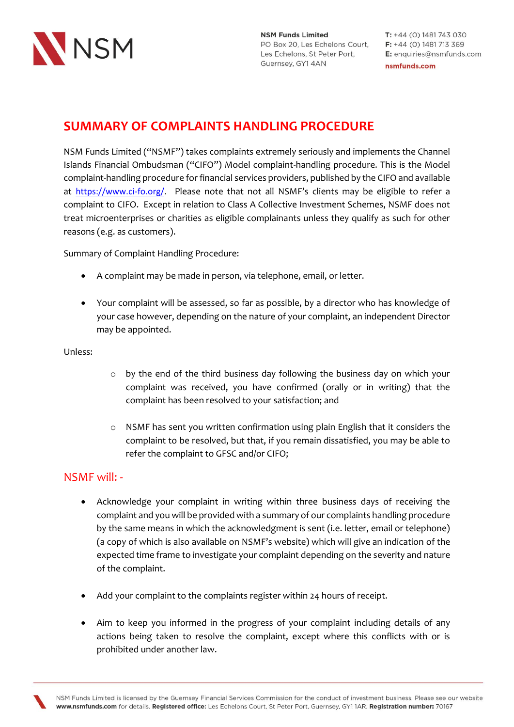NSM

**NSM Funds Limited**
PO Box 20, Les Echelons Court,
Les Echelons, St Peter Port,
Guernsey, GY1 4AN

**T:** +44 (0) 1481 743 030
**F:** +44 (0) 1481 713 369
**E:** enquiries@nsmfunds.com
**nsmfunds.com**

# SUMMARY OF COMPLAINTS HANDLING PROCEDURE

NSM Funds Limited ("NSMF") takes complaints extremely seriously and implements the Channel Islands Financial Ombudsman ("CIFO") Model complaint-handling procedure. This is the Model complaint-handling procedure for financial services providers, published by the CIFO and available at https://www.ci-fo.org/. Please note that not all NSMF's clients may be eligible to refer a complaint to CIFO. Except in relation to Class A Collective Investment Schemes, NSMF does not treat microenterprises or charities as eligible complainants unless they qualify as such for other reasons (e.g. as customers).

Summary of Complaint Handling Procedure:

- A complaint may be made in person, via telephone, email, or letter.

- Your complaint will be assessed, so far as possible, by a director who has knowledge of your case however, depending on the nature of your complaint, an independent Director may be appointed.

Unless:

- by the end of the third business day following the business day on which your complaint was received, you have confirmed (orally or in writing) that the complaint has been resolved to your satisfaction; and

- NSMF has sent you written confirmation using plain English that it considers the complaint to be resolved, but that, if you remain dissatisfied, you may be able to refer the complaint to GFSC and/or CIFO;

## NSMF will: -

- Acknowledge your complaint in writing within three business days of receiving the complaint and you will be provided with a summary of our complaints handling procedure by the same means in which the acknowledgment is sent (i.e. letter, email or telephone) (a copy of which is also available on NSMF's website) which will give an indication of the expected time frame to investigate your complaint depending on the severity and nature of the complaint.

- Add your complaint to the complaints register within 24 hours of receipt.

- Aim to keep you informed in the progress of your complaint including details of any actions being taken to resolve the complaint, except where this conflicts with or is prohibited under another law.

NSM Funds Limited is licensed by the Guernsey Financial Services Commission for the conduct of investment business. Please see our website **www.nsmfunds.com** for details. **Registered office:** Les Echelons Court, St Peter Port, Guernsey, GY1 1AR. **Registration number:** 70167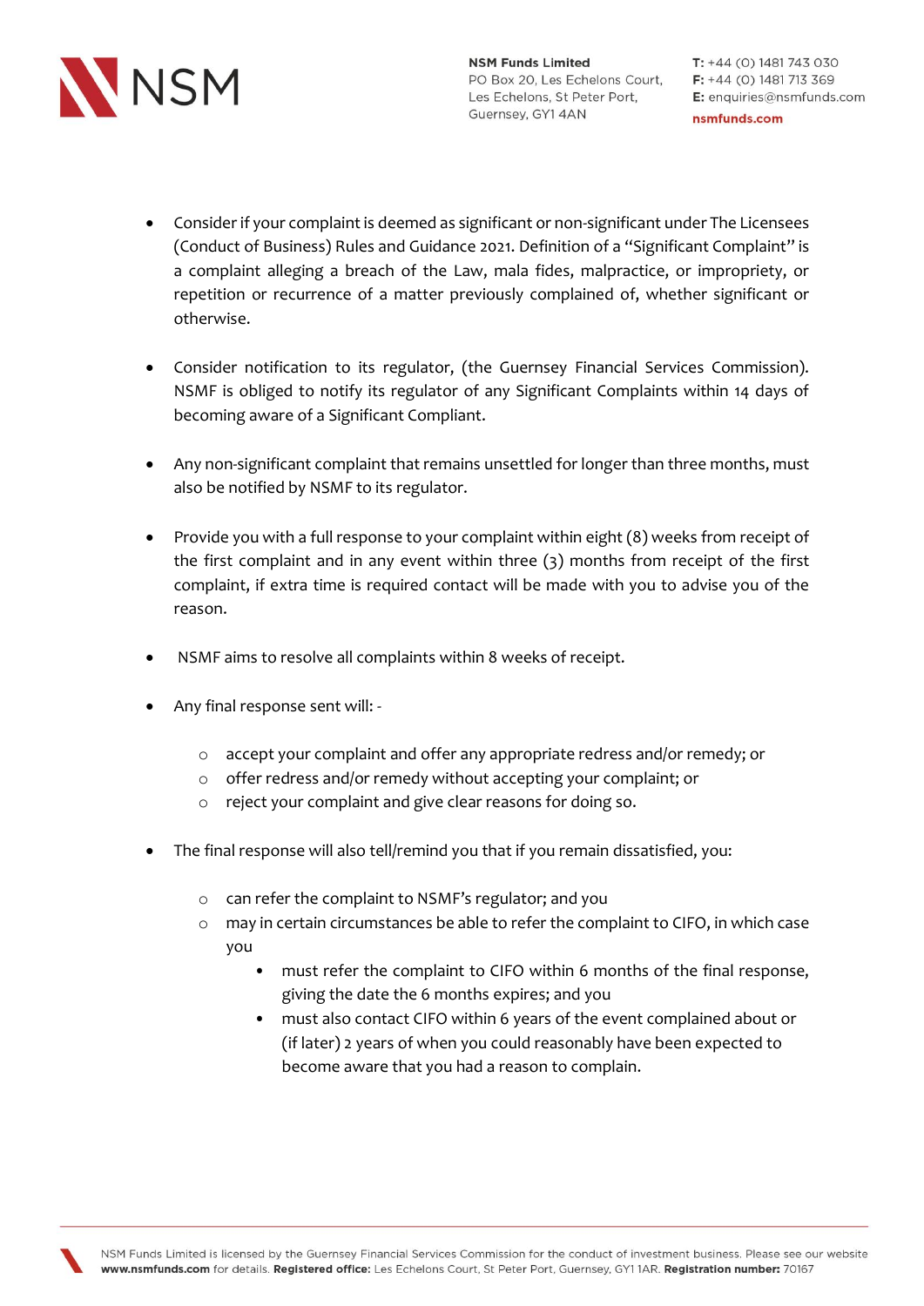- Consider if your complaint is deemed as significant or non-significant under The Licensees (Conduct of Business) Rules and Guidance 2021. Definition of a "Significant Complaint" is a complaint alleging a breach of the Law, mala fides, malpractice, or impropriety, or repetition or recurrence of a matter previously complained of, whether significant or otherwise.

- Consider notification to its regulator, (the Guernsey Financial Services Commission). NSMF is obliged to notify its regulator of any Significant Complaints within 14 days of becoming aware of a Significant Compliant.

- Any non-significant complaint that remains unsettled for longer than three months, must also be notified by NSMF to its regulator.

- Provide you with a full response to your complaint within eight (8) weeks from receipt of the first complaint and in any event within three (3) months from receipt of the first complaint, if extra time is required contact will be made with you to advise you of the reason.

- NSMF aims to resolve all complaints within 8 weeks of receipt.

- Any final response sent will: -

    - accept your complaint and offer any appropriate redress and/or remedy; or
    - offer redress and/or remedy without accepting your complaint; or
    - reject your complaint and give clear reasons for doing so.

- The final response will also tell/remind you that if you remain dissatisfied, you:

    - can refer the complaint to NSMF's regulator; and you
    - may in certain circumstances be able to refer the complaint to CIFO, in which case you
        - must refer the complaint to CIFO within 6 months of the final response, giving the date the 6 months expires; and you
        - must also contact CIFO within 6 years of the event complained about or (if later) 2 years of when you could reasonably have been expected to become aware that you had a reason to complain.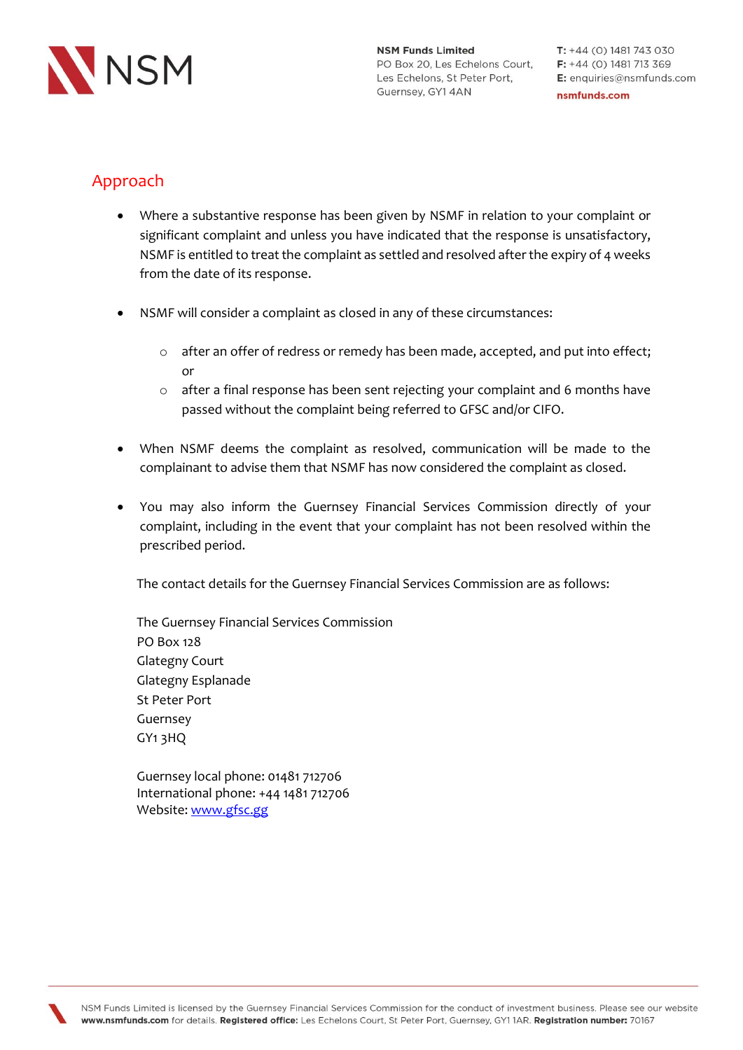## Approach

- Where a substantive response has been given by NSMF in relation to your complaint or significant complaint and unless you have indicated that the response is unsatisfactory, NSMF is entitled to treat the complaint as settled and resolved after the expiry of 4 weeks from the date of its response.

- NSMF will consider a complaint as closed in any of these circumstances:

    - after an offer of redress or remedy has been made, accepted, and put into effect; or
    - after a final response has been sent rejecting your complaint and 6 months have passed without the complaint being referred to GFSC and/or CIFO.

- When NSMF deems the complaint as resolved, communication will be made to the complainant to advise them that NSMF has now considered the complaint as closed.

- You may also inform the Guernsey Financial Services Commission directly of your complaint, including in the event that your complaint has not been resolved within the prescribed period.

  The contact details for the Guernsey Financial Services Commission are as follows:

  The Guernsey Financial Services Commission  
  PO Box 128  
  Glategny Court  
  Glategny Esplanade  
  St Peter Port  
  Guernsey  
  GY1 3HQ

  Guernsey local phone: 01481 712706  
  International phone: +44 1481 712706  
  Website: www.gfsc.gg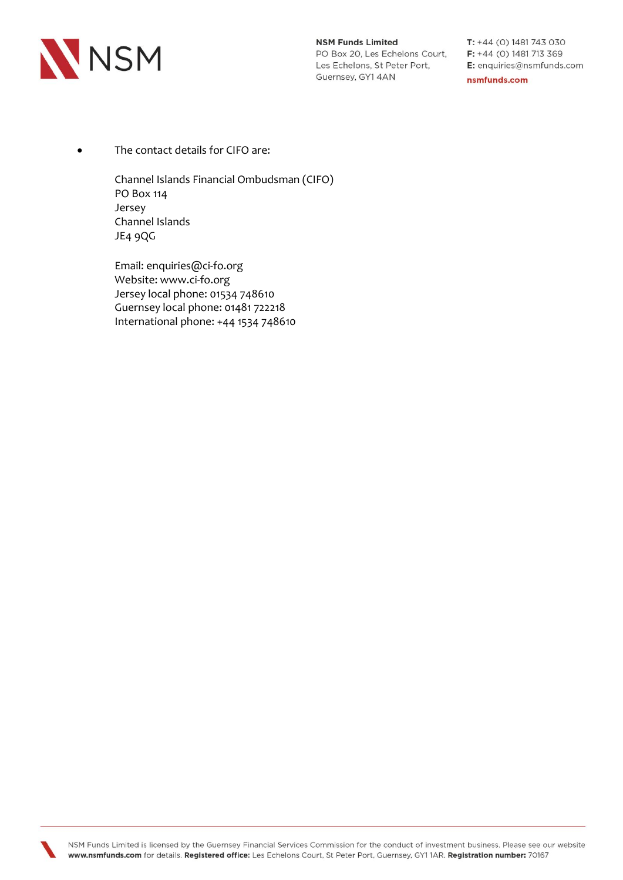- The contact details for CIFO are:

  Channel Islands Financial Ombudsman (CIFO)
  PO Box 114
  Jersey
  Channel Islands
  JE4 9QG

  Email: enquiries@ci-fo.org
  Website: www.ci-fo.org
  Jersey local phone: 01534 748610
  Guernsey local phone: 01481 722218
  International phone: +44 1534 748610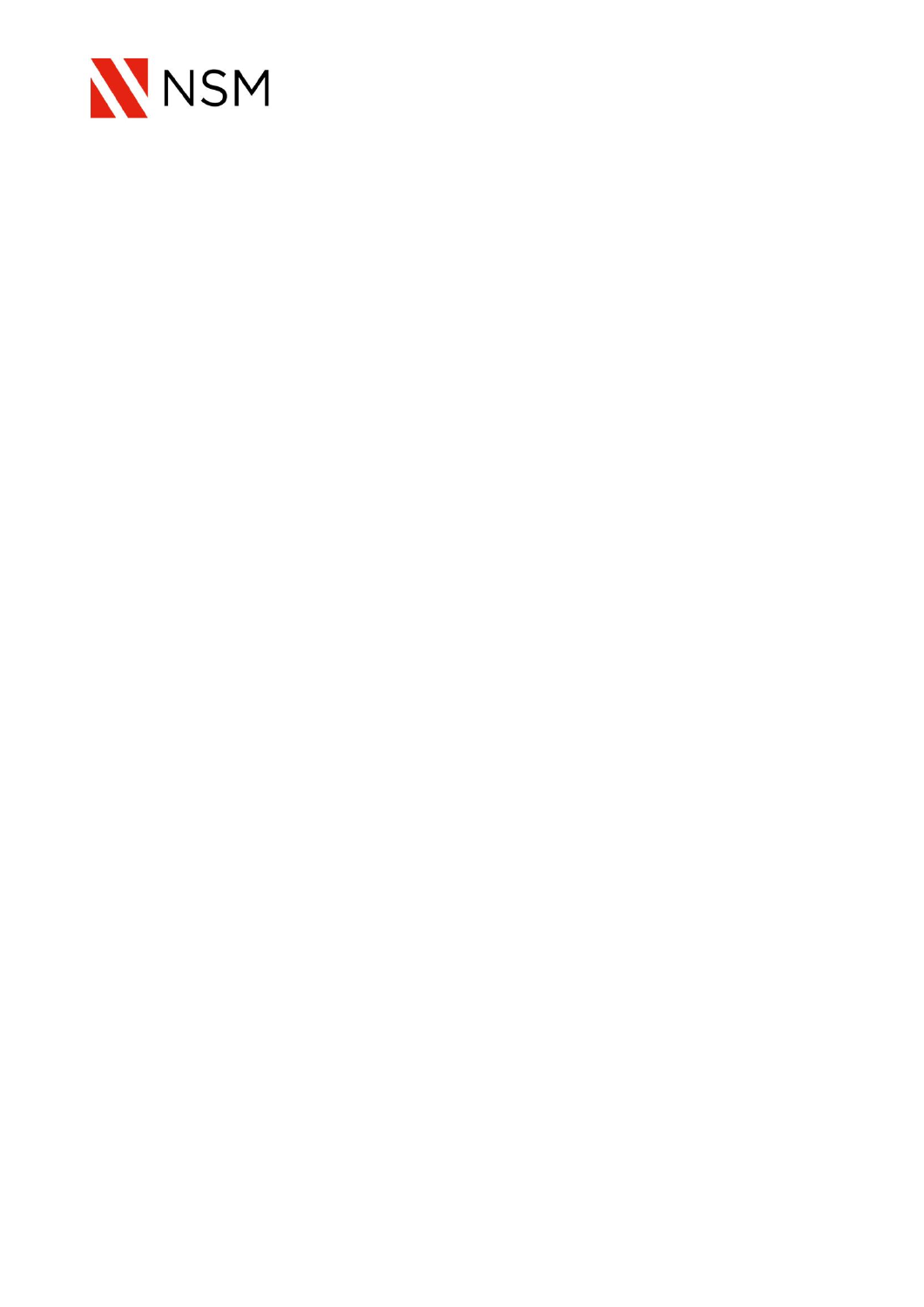NSM